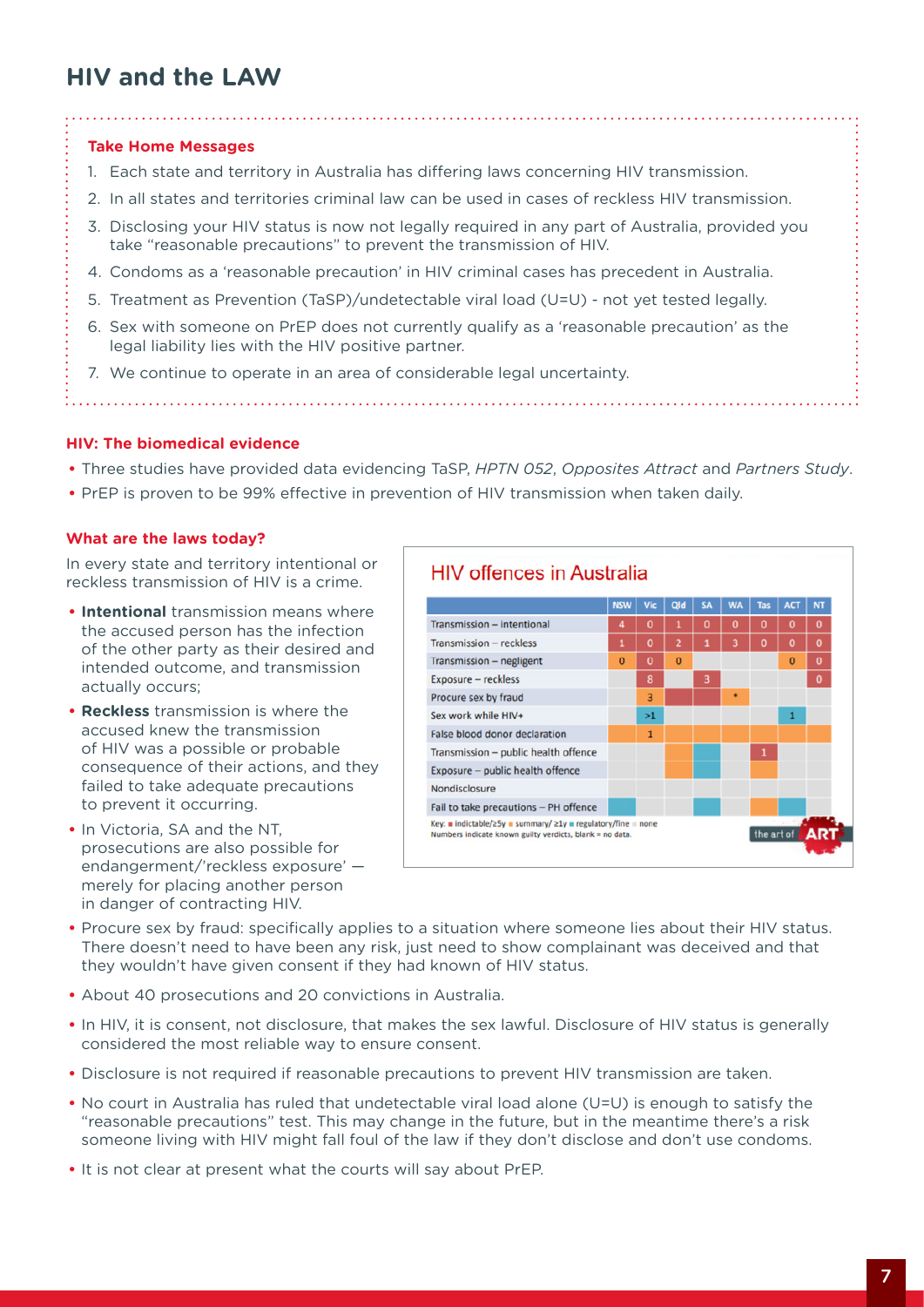# HIV and the LAW

**Take Home Messages**

1. Each state and territory in Australia has differing laws concerning HIV transmission.
2. In all states and territories criminal law can be used in cases of reckless HIV transmission.
3. Disclosing your HIV status is now not legally required in any part of Australia, provided you take "reasonable precautions" to prevent the transmission of HIV.
4. Condoms as a 'reasonable precaution' in HIV criminal cases has precedent in Australia.
5. Treatment as Prevention (TaSP)/undetectable viral load (U=U) - not yet tested legally.
6. Sex with someone on PrEP does not currently qualify as a 'reasonable precaution' as the legal liability lies with the HIV positive partner.
7. We continue to operate in an area of considerable legal uncertainty.

### HIV: The biomedical evidence

- Three studies have provided data evidencing TaSP, *HPTN 052*, *Opposites Attract* and *Partners Study*.
- PrEP is proven to be 99% effective in prevention of HIV transmission when taken daily.

### What are the laws today?

In every state and territory intentional or reckless transmission of HIV is a crime.

- **Intentional** transmission means where the accused person has the infection of the other party as their desired and intended outcome, and transmission actually occurs;
- **Reckless** transmission is where the accused knew the transmission of HIV was a possible or probable consequence of their actions, and they failed to take adequate precautions to prevent it occurring.
- In Victoria, SA and the NT, prosecutions are also possible for endangerment/'reckless exposure' — merely for placing another person in danger of contracting HIV.

**HIV offences in Australia**

| | NSW | Vic | Qld | SA | WA | Tas | ACT | NT |
|---|---|---|---|---|---|---|---|---|
| Transmission – intentional | 4 | 0 | 1 | 0 | 0 | 0 | 0 | 0 |
| Transmission – reckless | 1 | 0 | 2 | 1 | 3 | 0 | 0 | 0 |
| Transmission – negligent | 0 | 0 | 0 | | | | 0 | 0 |
| Exposure – reckless | | 8 | | 3 | | | | 0 |
| Procure sex by fraud | | 3 | | | * | | | |
| Sex work while HIV+ | | >1 | | | | | 1 | |
| False blood donor declaration | | 1 | | | | | | |
| Transmission – public health offence | | | | | | 1 | | |
| Exposure – public health offence | | | | | | | | |
| Nondisclosure | | | | | | | | |
| Fail to take precautions – PH offence | | | | | | | | |

Key: indictable/≥5y, summary/≥1y, regulatory/fine, none
Numbers indicate known guilty verdicts, blank = no data.

- Procure sex by fraud: specifically applies to a situation where someone lies about their HIV status. There doesn't need to have been any risk, just need to show complainant was deceived and that they wouldn't have given consent if they had known of HIV status.
- About 40 prosecutions and 20 convictions in Australia.
- In HIV, it is consent, not disclosure, that makes the sex lawful. Disclosure of HIV status is generally considered the most reliable way to ensure consent.
- Disclosure is not required if reasonable precautions to prevent HIV transmission are taken.
- No court in Australia has ruled that undetectable viral load alone (U=U) is enough to satisfy the "reasonable precautions" test. This may change in the future, but in the meantime there's a risk someone living with HIV might fall foul of the law if they don't disclose and don't use condoms.
- It is not clear at present what the courts will say about PrEP.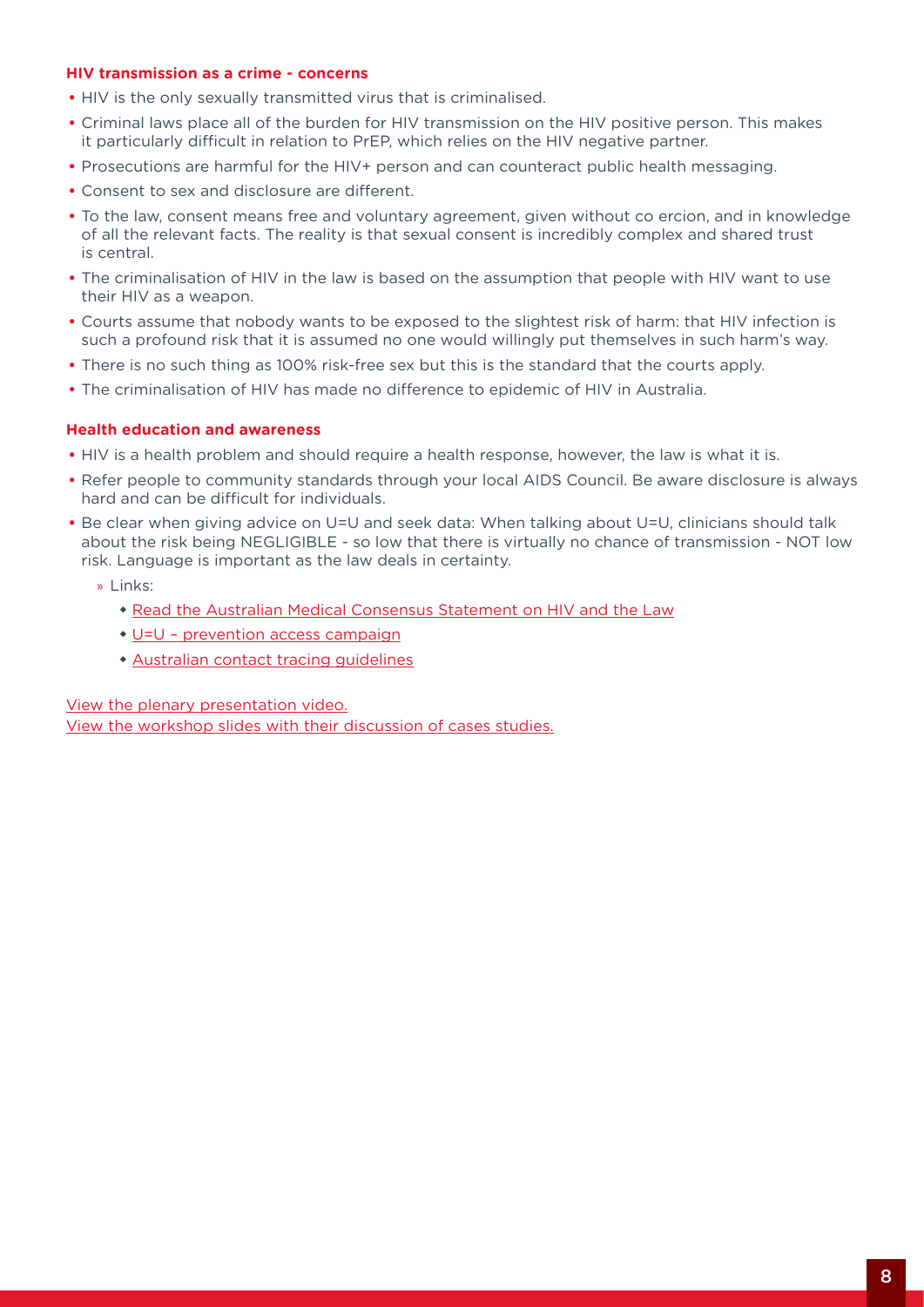### HIV transmission as a crime - concerns

- HIV is the only sexually transmitted virus that is criminalised.
- Criminal laws place all of the burden for HIV transmission on the HIV positive person. This makes it particularly difficult in relation to PrEP, which relies on the HIV negative partner.
- Prosecutions are harmful for the HIV+ person and can counteract public health messaging.
- Consent to sex and disclosure are different.
- To the law, consent means free and voluntary agreement, given without co ercion, and in knowledge of all the relevant facts. The reality is that sexual consent is incredibly complex and shared trust is central.
- The criminalisation of HIV in the law is based on the assumption that people with HIV want to use their HIV as a weapon.
- Courts assume that nobody wants to be exposed to the slightest risk of harm: that HIV infection is such a profound risk that it is assumed no one would willingly put themselves in such harm's way.
- There is no such thing as 100% risk-free sex but this is the standard that the courts apply.
- The criminalisation of HIV has made no difference to epidemic of HIV in Australia.

### Health education and awareness

- HIV is a health problem and should require a health response, however, the law is what it is.
- Refer people to community standards through your local AIDS Council. Be aware disclosure is always hard and can be difficult for individuals.
- Be clear when giving advice on U=U and seek data: When talking about U=U, clinicians should talk about the risk being NEGLIGIBLE - so low that there is virtually no chance of transmission - NOT low risk. Language is important as the law deals in certainty.
  - Links:
    - Read the Australian Medical Consensus Statement on HIV and the Law
    - U=U – prevention access campaign
    - Australian contact tracing guidelines

View the plenary presentation video.
View the workshop slides with their discussion of cases studies.